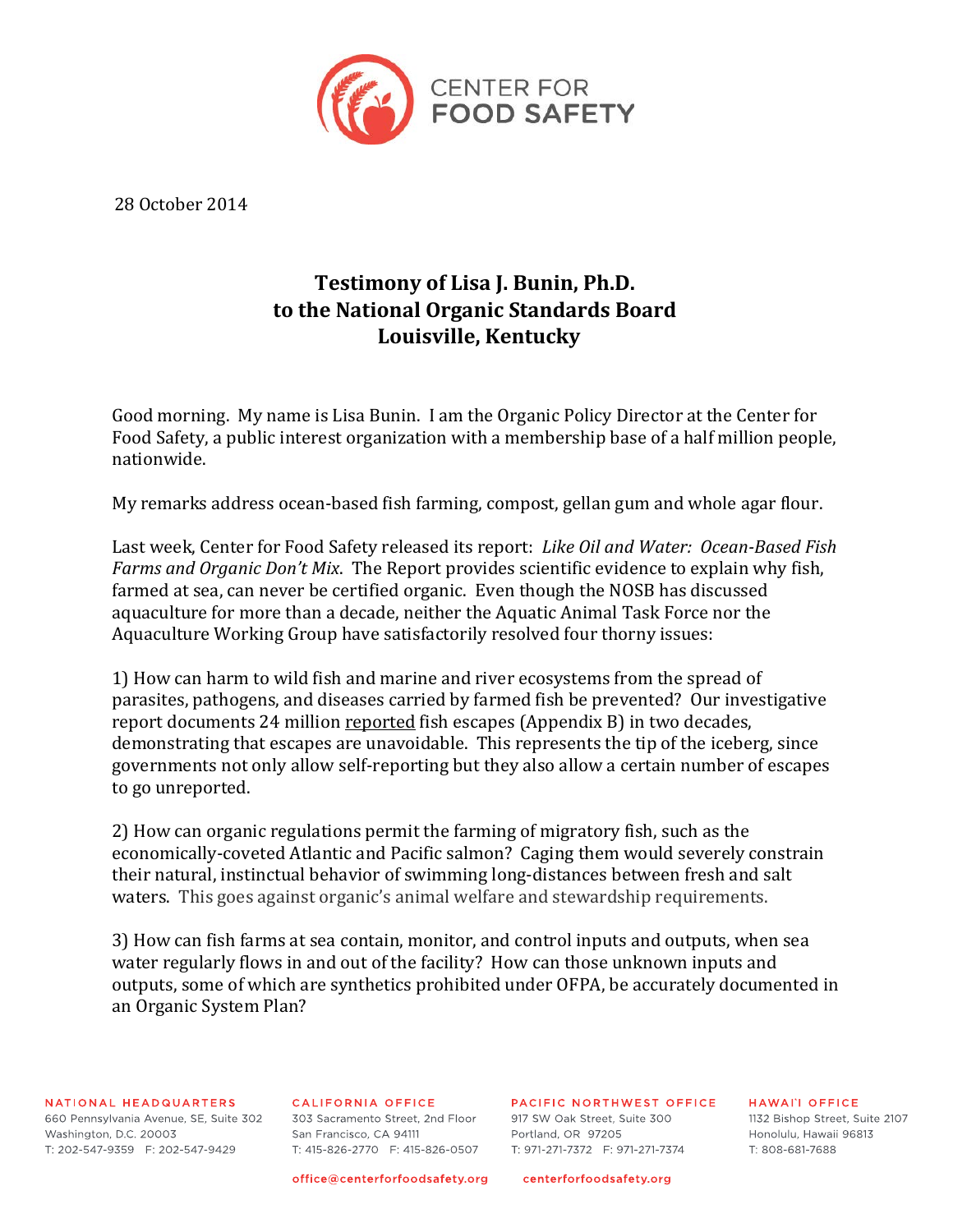CENTER FOR FOOD SAFETY

28 October 2014

# Testimony of Lisa J. Bunin, Ph.D.
# to the National Organic Standards Board
# Louisville, Kentucky

Good morning. My name is Lisa Bunin. I am the Organic Policy Director at the Center for Food Safety, a public interest organization with a membership base of a half million people, nationwide.

My remarks address ocean-based fish farming, compost, gellan gum and whole agar flour.

Last week, Center for Food Safety released its report: *Like Oil and Water: Ocean-Based Fish Farms and Organic Don't Mix*. The Report provides scientific evidence to explain why fish, farmed at sea, can never be certified organic. Even though the NOSB has discussed aquaculture for more than a decade, neither the Aquatic Animal Task Force nor the Aquaculture Working Group have satisfactorily resolved four thorny issues:

1) How can harm to wild fish and marine and river ecosystems from the spread of parasites, pathogens, and diseases carried by farmed fish be prevented? Our investigative report documents 24 million reported fish escapes (Appendix B) in two decades, demonstrating that escapes are unavoidable. This represents the tip of the iceberg, since governments not only allow self-reporting but they also allow a certain number of escapes to go unreported.

2) How can organic regulations permit the farming of migratory fish, such as the economically-coveted Atlantic and Pacific salmon? Caging them would severely constrain their natural, instinctual behavior of swimming long-distances between fresh and salt waters. This goes against organic's animal welfare and stewardship requirements.

3) How can fish farms at sea contain, monitor, and control inputs and outputs, when sea water regularly flows in and out of the facility? How can those unknown inputs and outputs, some of which are synthetics prohibited under OFPA, be accurately documented in an Organic System Plan?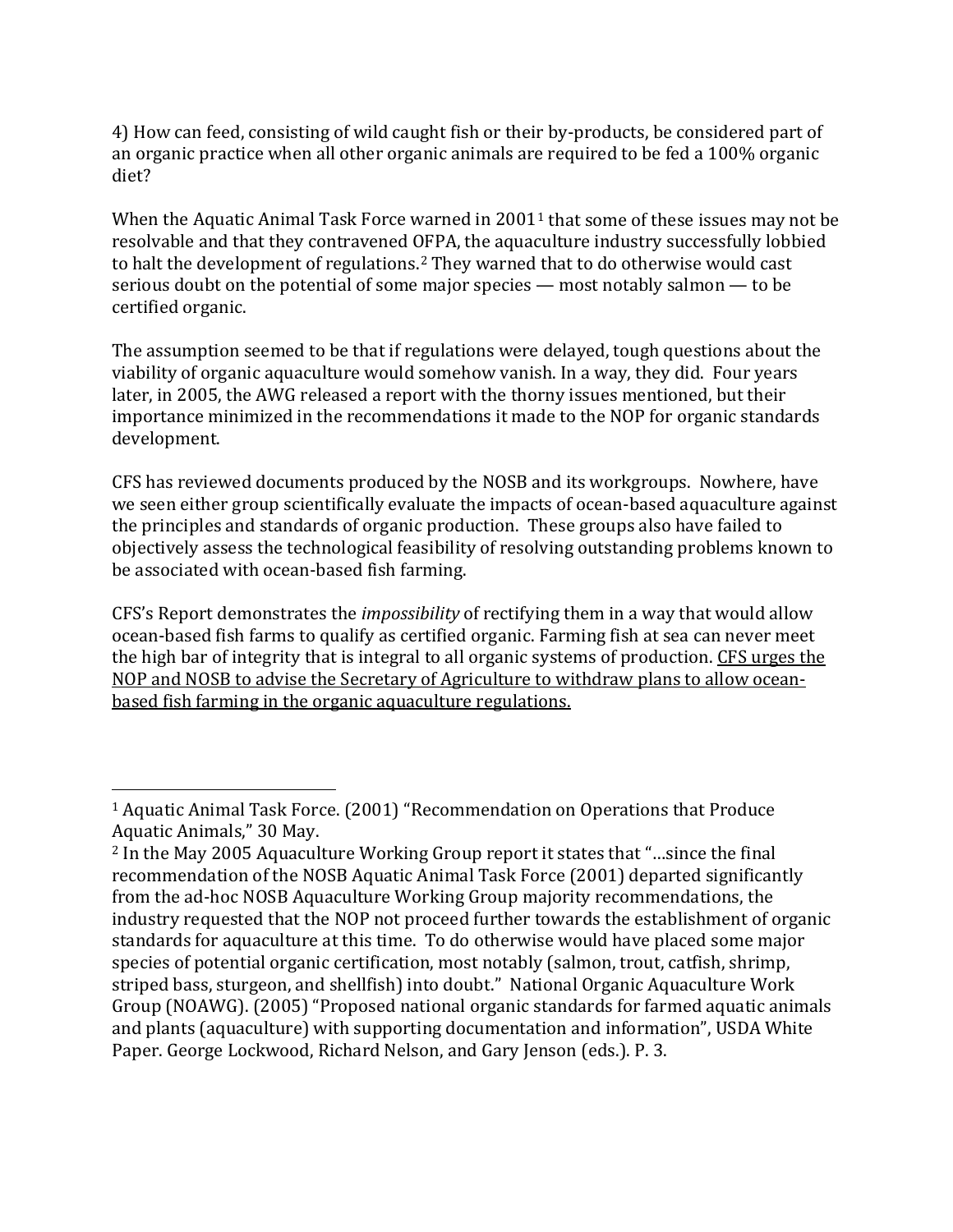4) How can feed, consisting of wild caught fish or their by-products, be considered part of an organic practice when all other organic animals are required to be fed a 100% organic diet?

When the Aquatic Animal Task Force warned in 2001[1] that some of these issues may not be resolvable and that they contravened OFPA, the aquaculture industry successfully lobbied to halt the development of regulations.[2] They warned that to do otherwise would cast serious doubt on the potential of some major species — most notably salmon — to be certified organic.

The assumption seemed to be that if regulations were delayed, tough questions about the viability of organic aquaculture would somehow vanish. In a way, they did. Four years later, in 2005, the AWG released a report with the thorny issues mentioned, but their importance minimized in the recommendations it made to the NOP for organic standards development.

CFS has reviewed documents produced by the NOSB and its workgroups. Nowhere, have we seen either group scientifically evaluate the impacts of ocean-based aquaculture against the principles and standards of organic production. These groups also have failed to objectively assess the technological feasibility of resolving outstanding problems known to be associated with ocean-based fish farming.

CFS's Report demonstrates the *impossibility* of rectifying them in a way that would allow ocean-based fish farms to qualify as certified organic. Farming fish at sea can never meet the high bar of integrity that is integral to all organic systems of production. <u>CFS urges the NOP and NOSB to advise the Secretary of Agriculture to withdraw plans to allow ocean-based fish farming in the organic aquaculture regulations.</u>

---

[1] Aquatic Animal Task Force. (2001) "Recommendation on Operations that Produce Aquatic Animals," 30 May.

[2] In the May 2005 Aquaculture Working Group report it states that "…since the final recommendation of the NOSB Aquatic Animal Task Force (2001) departed significantly from the ad-hoc NOSB Aquaculture Working Group majority recommendations, the industry requested that the NOP not proceed further towards the establishment of organic standards for aquaculture at this time. To do otherwise would have placed some major species of potential organic certification, most notably (salmon, trout, catfish, shrimp, striped bass, sturgeon, and shellfish) into doubt." National Organic Aquaculture Work Group (NOAWG). (2005) "Proposed national organic standards for farmed aquatic animals and plants (aquaculture) with supporting documentation and information", USDA White Paper. George Lockwood, Richard Nelson, and Gary Jenson (eds.). P. 3.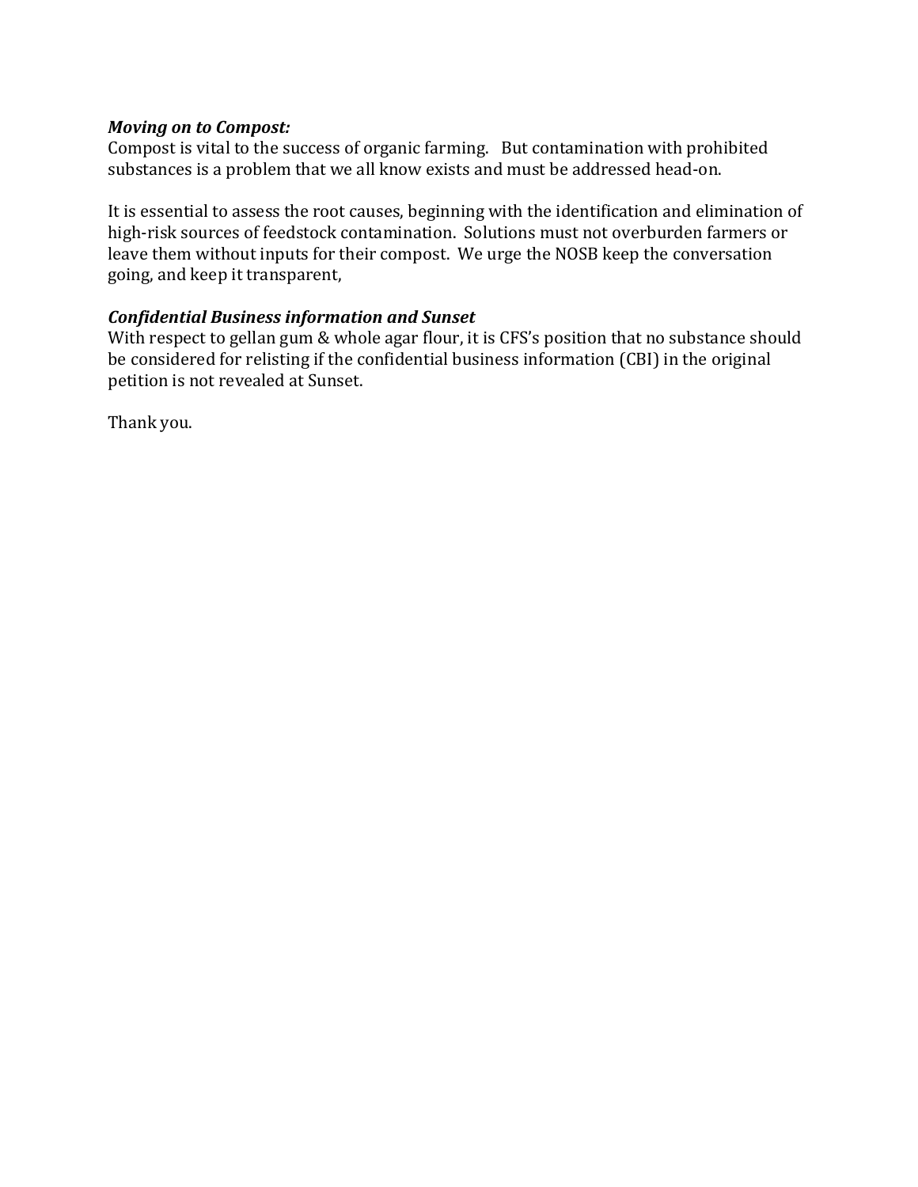***Moving on to Compost:***
Compost is vital to the success of organic farming. But contamination with prohibited substances is a problem that we all know exists and must be addressed head-on.

It is essential to assess the root causes, beginning with the identification and elimination of high-risk sources of feedstock contamination. Solutions must not overburden farmers or leave them without inputs for their compost. We urge the NOSB keep the conversation going, and keep it transparent,

***Confidential Business information and Sunset***
With respect to gellan gum & whole agar flour, it is CFS's position that no substance should be considered for relisting if the confidential business information (CBI) in the original petition is not revealed at Sunset.

Thank you.